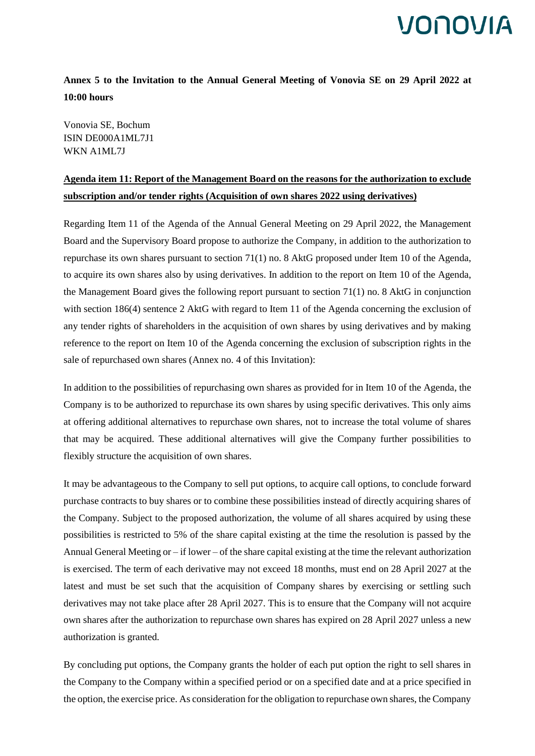**Annex 5 to the Invitation to the Annual General Meeting of Vonovia SE on 29 April 2022 at 10:00 hours**

Vonovia SE, Bochum
ISIN DE000A1ML7J1
WKN A1ML7J

**Agenda item 11: Report of the Management Board on the reasons for the authorization to exclude subscription and/or tender rights (Acquisition of own shares 2022 using derivatives)**

Regarding Item 11 of the Agenda of the Annual General Meeting on 29 April 2022, the Management Board and the Supervisory Board propose to authorize the Company, in addition to the authorization to repurchase its own shares pursuant to section 71(1) no. 8 AktG proposed under Item 10 of the Agenda, to acquire its own shares also by using derivatives. In addition to the report on Item 10 of the Agenda, the Management Board gives the following report pursuant to section 71(1) no. 8 AktG in conjunction with section 186(4) sentence 2 AktG with regard to Item 11 of the Agenda concerning the exclusion of any tender rights of shareholders in the acquisition of own shares by using derivatives and by making reference to the report on Item 10 of the Agenda concerning the exclusion of subscription rights in the sale of repurchased own shares (Annex no. 4 of this Invitation):

In addition to the possibilities of repurchasing own shares as provided for in Item 10 of the Agenda, the Company is to be authorized to repurchase its own shares by using specific derivatives. This only aims at offering additional alternatives to repurchase own shares, not to increase the total volume of shares that may be acquired. These additional alternatives will give the Company further possibilities to flexibly structure the acquisition of own shares.

It may be advantageous to the Company to sell put options, to acquire call options, to conclude forward purchase contracts to buy shares or to combine these possibilities instead of directly acquiring shares of the Company. Subject to the proposed authorization, the volume of all shares acquired by using these possibilities is restricted to 5% of the share capital existing at the time the resolution is passed by the Annual General Meeting or – if lower – of the share capital existing at the time the relevant authorization is exercised. The term of each derivative may not exceed 18 months, must end on 28 April 2027 at the latest and must be set such that the acquisition of Company shares by exercising or settling such derivatives may not take place after 28 April 2027. This is to ensure that the Company will not acquire own shares after the authorization to repurchase own shares has expired on 28 April 2027 unless a new authorization is granted.

By concluding put options, the Company grants the holder of each put option the right to sell shares in the Company to the Company within a specified period or on a specified date and at a price specified in the option, the exercise price. As consideration for the obligation to repurchase own shares, the Company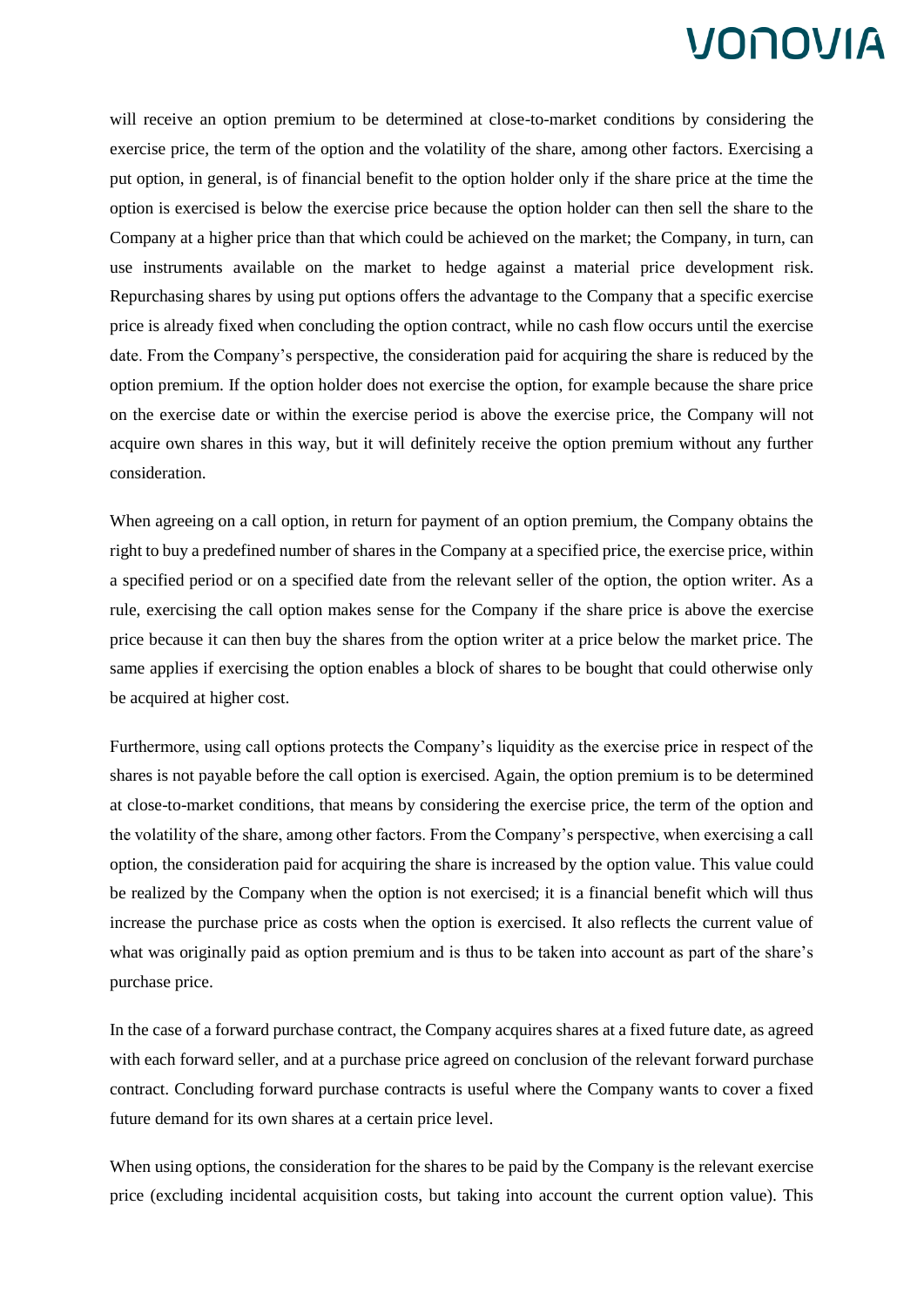will receive an option premium to be determined at close-to-market conditions by considering the exercise price, the term of the option and the volatility of the share, among other factors. Exercising a put option, in general, is of financial benefit to the option holder only if the share price at the time the option is exercised is below the exercise price because the option holder can then sell the share to the Company at a higher price than that which could be achieved on the market; the Company, in turn, can use instruments available on the market to hedge against a material price development risk. Repurchasing shares by using put options offers the advantage to the Company that a specific exercise price is already fixed when concluding the option contract, while no cash flow occurs until the exercise date. From the Company's perspective, the consideration paid for acquiring the share is reduced by the option premium. If the option holder does not exercise the option, for example because the share price on the exercise date or within the exercise period is above the exercise price, the Company will not acquire own shares in this way, but it will definitely receive the option premium without any further consideration.

When agreeing on a call option, in return for payment of an option premium, the Company obtains the right to buy a predefined number of shares in the Company at a specified price, the exercise price, within a specified period or on a specified date from the relevant seller of the option, the option writer. As a rule, exercising the call option makes sense for the Company if the share price is above the exercise price because it can then buy the shares from the option writer at a price below the market price. The same applies if exercising the option enables a block of shares to be bought that could otherwise only be acquired at higher cost.

Furthermore, using call options protects the Company's liquidity as the exercise price in respect of the shares is not payable before the call option is exercised. Again, the option premium is to be determined at close-to-market conditions, that means by considering the exercise price, the term of the option and the volatility of the share, among other factors. From the Company's perspective, when exercising a call option, the consideration paid for acquiring the share is increased by the option value. This value could be realized by the Company when the option is not exercised; it is a financial benefit which will thus increase the purchase price as costs when the option is exercised. It also reflects the current value of what was originally paid as option premium and is thus to be taken into account as part of the share's purchase price.

In the case of a forward purchase contract, the Company acquires shares at a fixed future date, as agreed with each forward seller, and at a purchase price agreed on conclusion of the relevant forward purchase contract. Concluding forward purchase contracts is useful where the Company wants to cover a fixed future demand for its own shares at a certain price level.

When using options, the consideration for the shares to be paid by the Company is the relevant exercise price (excluding incidental acquisition costs, but taking into account the current option value). This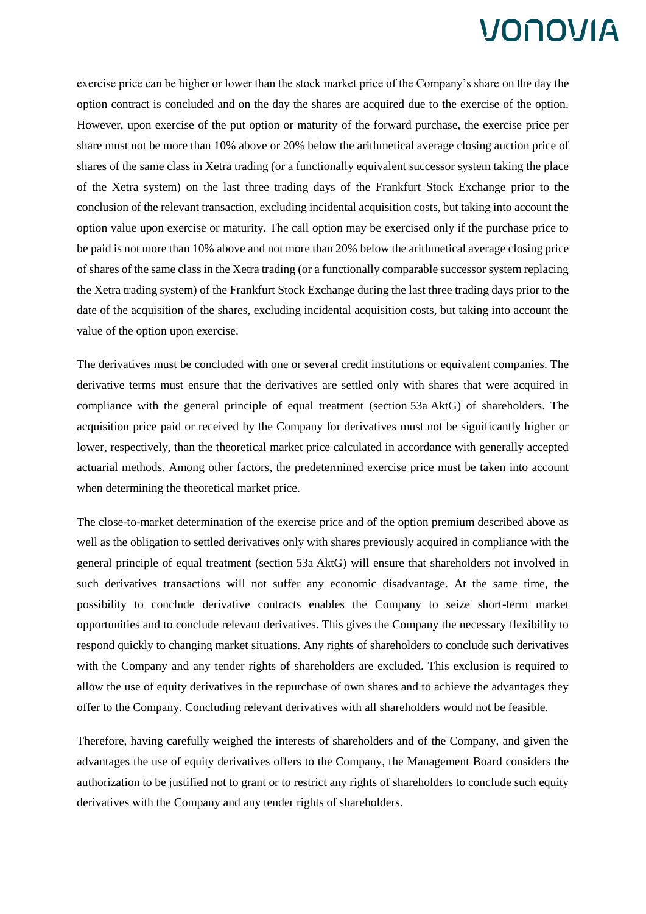exercise price can be higher or lower than the stock market price of the Company's share on the day the option contract is concluded and on the day the shares are acquired due to the exercise of the option. However, upon exercise of the put option or maturity of the forward purchase, the exercise price per share must not be more than 10% above or 20% below the arithmetical average closing auction price of shares of the same class in Xetra trading (or a functionally equivalent successor system taking the place of the Xetra system) on the last three trading days of the Frankfurt Stock Exchange prior to the conclusion of the relevant transaction, excluding incidental acquisition costs, but taking into account the option value upon exercise or maturity. The call option may be exercised only if the purchase price to be paid is not more than 10% above and not more than 20% below the arithmetical average closing price of shares of the same class in the Xetra trading (or a functionally comparable successor system replacing the Xetra trading system) of the Frankfurt Stock Exchange during the last three trading days prior to the date of the acquisition of the shares, excluding incidental acquisition costs, but taking into account the value of the option upon exercise.

The derivatives must be concluded with one or several credit institutions or equivalent companies. The derivative terms must ensure that the derivatives are settled only with shares that were acquired in compliance with the general principle of equal treatment (section 53a AktG) of shareholders. The acquisition price paid or received by the Company for derivatives must not be significantly higher or lower, respectively, than the theoretical market price calculated in accordance with generally accepted actuarial methods. Among other factors, the predetermined exercise price must be taken into account when determining the theoretical market price.

The close-to-market determination of the exercise price and of the option premium described above as well as the obligation to settled derivatives only with shares previously acquired in compliance with the general principle of equal treatment (section 53a AktG) will ensure that shareholders not involved in such derivatives transactions will not suffer any economic disadvantage. At the same time, the possibility to conclude derivative contracts enables the Company to seize short-term market opportunities and to conclude relevant derivatives. This gives the Company the necessary flexibility to respond quickly to changing market situations. Any rights of shareholders to conclude such derivatives with the Company and any tender rights of shareholders are excluded. This exclusion is required to allow the use of equity derivatives in the repurchase of own shares and to achieve the advantages they offer to the Company. Concluding relevant derivatives with all shareholders would not be feasible.

Therefore, having carefully weighed the interests of shareholders and of the Company, and given the advantages the use of equity derivatives offers to the Company, the Management Board considers the authorization to be justified not to grant or to restrict any rights of shareholders to conclude such equity derivatives with the Company and any tender rights of shareholders.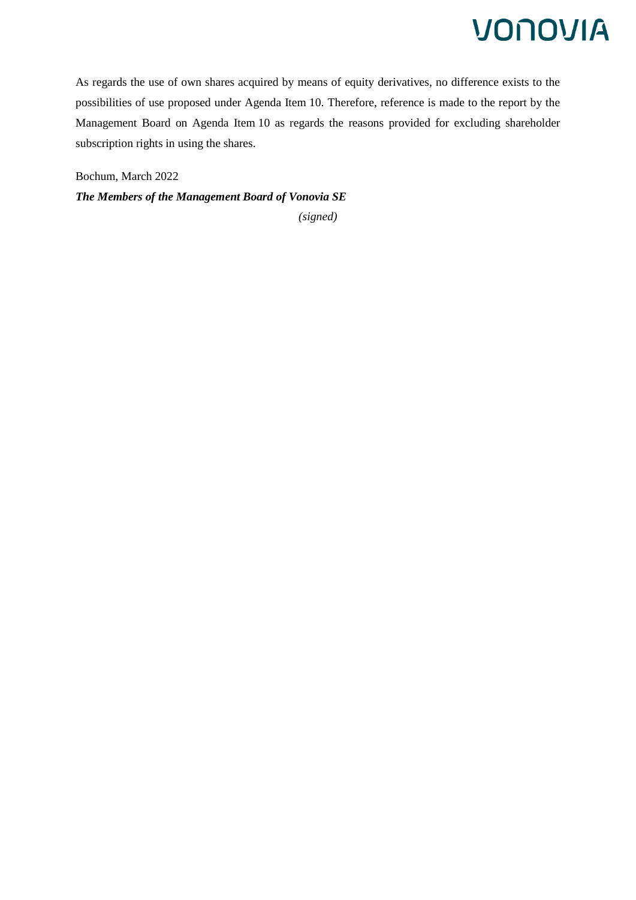As regards the use of own shares acquired by means of equity derivatives, no difference exists to the possibilities of use proposed under Agenda Item 10. Therefore, reference is made to the report by the Management Board on Agenda Item 10 as regards the reasons provided for excluding shareholder subscription rights in using the shares.

Bochum, March 2022

***The Members of the Management Board of Vonovia SE***

*(signed)*